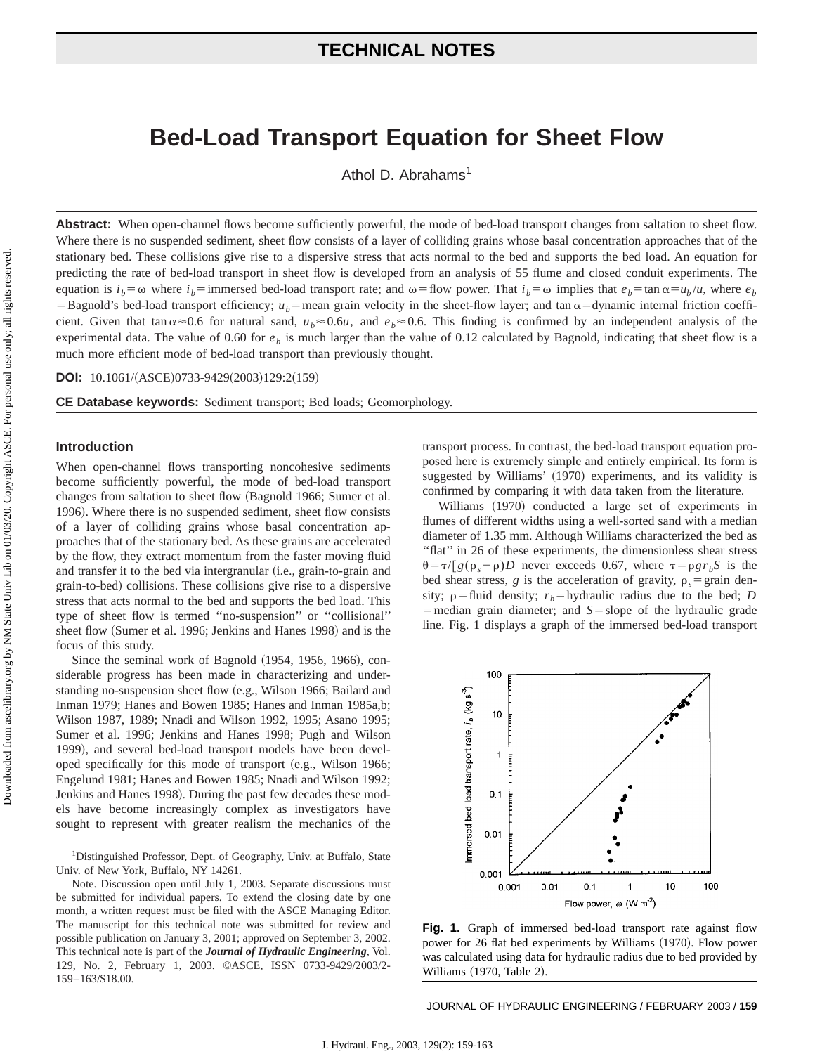# Bed-Load Transport Equation for Sheet Flow

Athol D. Abrahams[1]

**Abstract:** When open-channel flows become sufficiently powerful, the mode of bed-load transport changes from saltation to sheet flow. Where there is no suspended sediment, sheet flow consists of a layer of colliding grains whose basal concentration approaches that of the stationary bed. These collisions give rise to a dispersive stress that acts normal to the bed and supports the bed load. An equation for predicting the rate of bed-load transport in sheet flow is developed from an analysis of 55 flume and closed conduit experiments. The equation is $i_b = \omega$ where $i_b$ = immersed bed-load transport rate; and $\omega$ = flow power. That $i_b = \omega$ implies that $e_b = \tan\alpha = u_b/u$, where $e_b$ = Bagnold's bed-load transport efficiency; $u_b$ = mean grain velocity in the sheet-flow layer; and $\tan\alpha$ = dynamic internal friction coefficient. Given that $\tan\alpha \approx 0.6$ for natural sand, $u_b \approx 0.6u$, and $e_b \approx 0.6$. This finding is confirmed by an independent analysis of the experimental data. The value of 0.60 for $e_b$ is much larger than the value of 0.12 calculated by Bagnold, indicating that sheet flow is a much more efficient mode of bed-load transport than previously thought.

**DOI:** 10.1061/(ASCE)0733-9429(2003)129:2(159)

**CE Database keywords:** Sediment transport; Bed loads; Geomorphology.

## Introduction

When open-channel flows transporting noncohesive sediments become sufficiently powerful, the mode of bed-load transport changes from saltation to sheet flow (Bagnold 1966; Sumer et al. 1996). Where there is no suspended sediment, sheet flow consists of a layer of colliding grains whose basal concentration approaches that of the stationary bed. As these grains are accelerated by the flow, they extract momentum from the faster moving fluid and transfer it to the bed via intergranular (i.e., grain-to-grain and grain-to-bed) collisions. These collisions give rise to a dispersive stress that acts normal to the bed and supports the bed load. This type of sheet flow is termed ''no-suspension'' or ''collisional'' sheet flow (Sumer et al. 1996; Jenkins and Hanes 1998) and is the focus of this study.

Since the seminal work of Bagnold (1954, 1956, 1966), considerable progress has been made in characterizing and understanding no-suspension sheet flow (e.g., Wilson 1966; Bailard and Inman 1979; Hanes and Bowen 1985; Hanes and Inman 1985a,b; Wilson 1987, 1989; Nnadi and Wilson 1992, 1995; Asano 1995; Sumer et al. 1996; Jenkins and Hanes 1998; Pugh and Wilson 1999), and several bed-load transport models have been developed specifically for this mode of transport (e.g., Wilson 1966; Engelund 1981; Hanes and Bowen 1985; Nnadi and Wilson 1992; Jenkins and Hanes 1998). During the past few decades these models have become increasingly complex as investigators have sought to represent with greater realism the mechanics of the transport process. In contrast, the bed-load transport equation proposed here is extremely simple and entirely empirical. Its form is suggested by Williams' (1970) experiments, and its validity is confirmed by comparing it with data taken from the literature.

Williams (1970) conducted a large set of experiments in flumes of different widths using a well-sorted sand with a median diameter of 1.35 mm. Although Williams characterized the bed as ''flat'' in 26 of these experiments, the dimensionless shear stress $\theta = \tau/[g(\rho_s - \rho)D$ never exceeds 0.67, where $\tau = \rho g r_b S$ is the bed shear stress, $g$ is the acceleration of gravity, $\rho_s$ = grain density; $\rho$ = fluid density; $r_b$ = hydraulic radius due to the bed; $D$ = median grain diameter; and $S$ = slope of the hydraulic grade line. Fig. 1 displays a graph of the immersed bed-load transport

**Fig. 1.** Graph of immersed bed-load transport rate against flow power for 26 flat bed experiments by Williams (1970). Flow power was calculated using data for hydraulic radius due to bed provided by Williams (1970, Table 2).

---

[1]Distinguished Professor, Dept. of Geography, Univ. at Buffalo, State Univ. of New York, Buffalo, NY 14261.

Note. Discussion open until July 1, 2003. Separate discussions must be submitted for individual papers. To extend the closing date by one month, a written request must be filed with the ASCE Managing Editor. The manuscript for this technical note was submitted for review and possible publication on January 3, 2001; approved on September 3, 2002. This technical note is part of the ***Journal of Hydraulic Engineering***, Vol. 129, No. 2, February 1, 2003. ©ASCE, ISSN 0733-9429/2003/2-159–163/$18.00.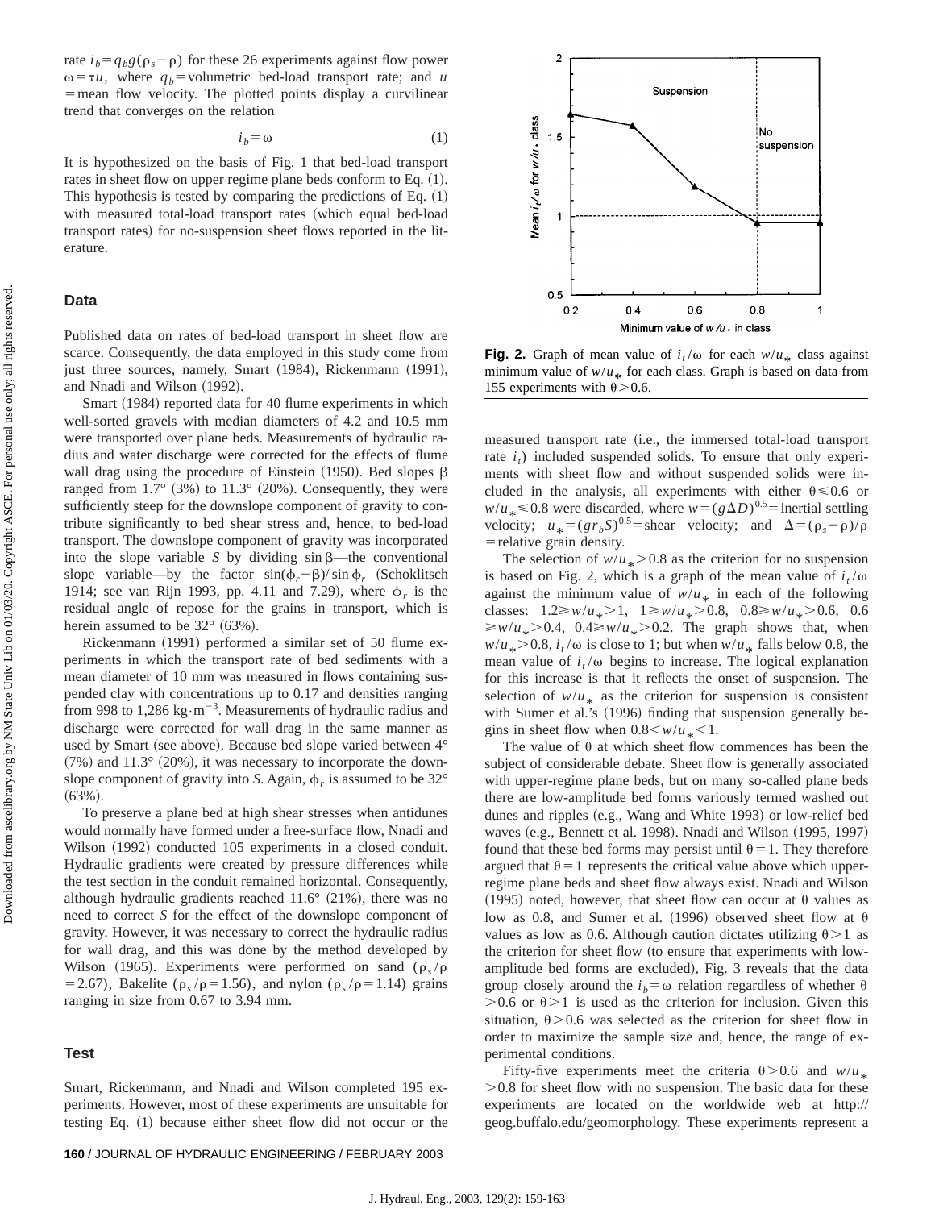rate $i_b = q_b g(\rho_s - \rho)$ for these 26 experiments against flow power $\omega = \tau u$, where $q_b$ = volumetric bed-load transport rate; and $u$ = mean flow velocity. The plotted points display a curvilinear trend that converges on the relation

$$i_b = \omega \tag{1}$$

It is hypothesized on the basis of Fig. 1 that bed-load transport rates in sheet flow on upper regime plane beds conform to Eq. (1). This hypothesis is tested by comparing the predictions of Eq. (1) with measured total-load transport rates (which equal bed-load transport rates) for no-suspension sheet flows reported in the literature.

## Data

Published data on rates of bed-load transport in sheet flow are scarce. Consequently, the data employed in this study come from just three sources, namely, Smart (1984), Rickenmann (1991), and Nnadi and Wilson (1992).

Smart (1984) reported data for 40 flume experiments in which well-sorted gravels with median diameters of 4.2 and 10.5 mm were transported over plane beds. Measurements of hydraulic radius and water discharge were corrected for the effects of flume wall drag using the procedure of Einstein (1950). Bed slopes $\beta$ ranged from 1.7° (3%) to 11.3° (20%). Consequently, they were sufficiently steep for the downslope component of gravity to contribute significantly to bed shear stress and, hence, to bed-load transport. The downslope component of gravity was incorporated into the slope variable $S$ by dividing $\sin\beta$—the conventional slope variable—by the factor $\sin(\phi_r - \beta)/\sin\phi_r$ (Schoklitsch 1914; see van Rijn 1993, pp. 4.11 and 7.29), where $\phi_r$ is the residual angle of repose for the grains in transport, which is herein assumed to be 32° (63%).

Rickenmann (1991) performed a similar set of 50 flume experiments in which the transport rate of bed sediments with a mean diameter of 10 mm was measured in flows containing suspended clay with concentrations up to 0.17 and densities ranging from 998 to 1,286 $\text{kg}\cdot\text{m}^{-3}$. Measurements of hydraulic radius and discharge were corrected for wall drag in the same manner as used by Smart (see above). Because bed slope varied between 4° (7%) and 11.3° (20%), it was necessary to incorporate the downslope component of gravity into $S$. Again, $\phi_r$ is assumed to be 32° (63%).

To preserve a plane bed at high shear stresses when antidunes would normally have formed under a free-surface flow, Nnadi and Wilson (1992) conducted 105 experiments in a closed conduit. Hydraulic gradients were created by pressure differences while the test section in the conduit remained horizontal. Consequently, although hydraulic gradients reached 11.6° (21%), there was no need to correct $S$ for the effect of the downslope component of gravity. However, it was necessary to correct the hydraulic radius for wall drag, and this was done by the method developed by Wilson (1965). Experiments were performed on sand ($\rho_s/\rho = 2.67$), Bakelite ($\rho_s/\rho = 1.56$), and nylon ($\rho_s/\rho = 1.14$) grains ranging in size from 0.67 to 3.94 mm.

## Test

Smart, Rickenmann, and Nnadi and Wilson completed 195 experiments. However, most of these experiments are unsuitable for testing Eq. (1) because either sheet flow did not occur or the measured transport rate (i.e., the immersed total-load transport rate $i_t$) included suspended solids. To ensure that only experiments with sheet flow and without suspended solids were included in the analysis, all experiments with either $\theta \leq 0.6$ or $w/u_* \leq 0.8$ were discarded, where $w = (g\Delta D)^{0.5}$ = inertial settling velocity; $u_* = (g r_b S)^{0.5}$ = shear velocity; and $\Delta = (\rho_s - \rho)/\rho$ = relative grain density.

**Fig. 2.** Graph of mean value of $i_t/\omega$ for each $w/u_*$ class against minimum value of $w/u_*$ for each class. Graph is based on data from 155 experiments with $\theta > 0.6$.

The selection of $w/u_* > 0.8$ as the criterion for no suspension is based on Fig. 2, which is a graph of the mean value of $i_t/\omega$ against the minimum value of $w/u_*$ in each of the following classes: $1.2 \geq w/u_* > 1$, $1 \geq w/u_* > 0.8$, $0.8 \geq w/u_* > 0.6$, $0.6 \geq w/u_* > 0.4$, $0.4 \geq w/u_* > 0.2$. The graph shows that, when $w/u_* > 0.8$, $i_t/\omega$ is close to 1; but when $w/u_*$ falls below 0.8, the mean value of $i_t/\omega$ begins to increase. The logical explanation for this increase is that it reflects the onset of suspension. The selection of $w/u_*$ as the criterion for suspension is consistent with Sumer et al.'s (1996) finding that suspension generally begins in sheet flow when $0.8 < w/u_* < 1$.

The value of $\theta$ at which sheet flow commences has been the subject of considerable debate. Sheet flow is generally associated with upper-regime plane beds, but on many so-called plane beds there are low-amplitude bed forms variously termed washed out dunes and ripples (e.g., Wang and White 1993) or low-relief bed waves (e.g., Bennett et al. 1998). Nnadi and Wilson (1995, 1997) found that these bed forms may persist until $\theta = 1$. They therefore argued that $\theta = 1$ represents the critical value above which upper-regime plane beds and sheet flow always exist. Nnadi and Wilson (1995) noted, however, that sheet flow can occur at $\theta$ values as low as 0.8, and Sumer et al. (1996) observed sheet flow at $\theta$ values as low as 0.6. Although caution dictates utilizing $\theta > 1$ as the criterion for sheet flow (to ensure that experiments with low-amplitude bed forms are excluded), Fig. 3 reveals that the data group closely around the $i_b = \omega$ relation regardless of whether $\theta > 0.6$ or $\theta > 1$ is used as the criterion for inclusion. Given this situation, $\theta > 0.6$ was selected as the criterion for sheet flow in order to maximize the sample size and, hence, the range of experimental conditions.

Fifty-five experiments meet the criteria $\theta > 0.6$ and $w/u_* > 0.8$ for sheet flow with no suspension. The basic data for these experiments are located on the worldwide web at http://geog.buffalo.edu/geomorphology. These experiments represent a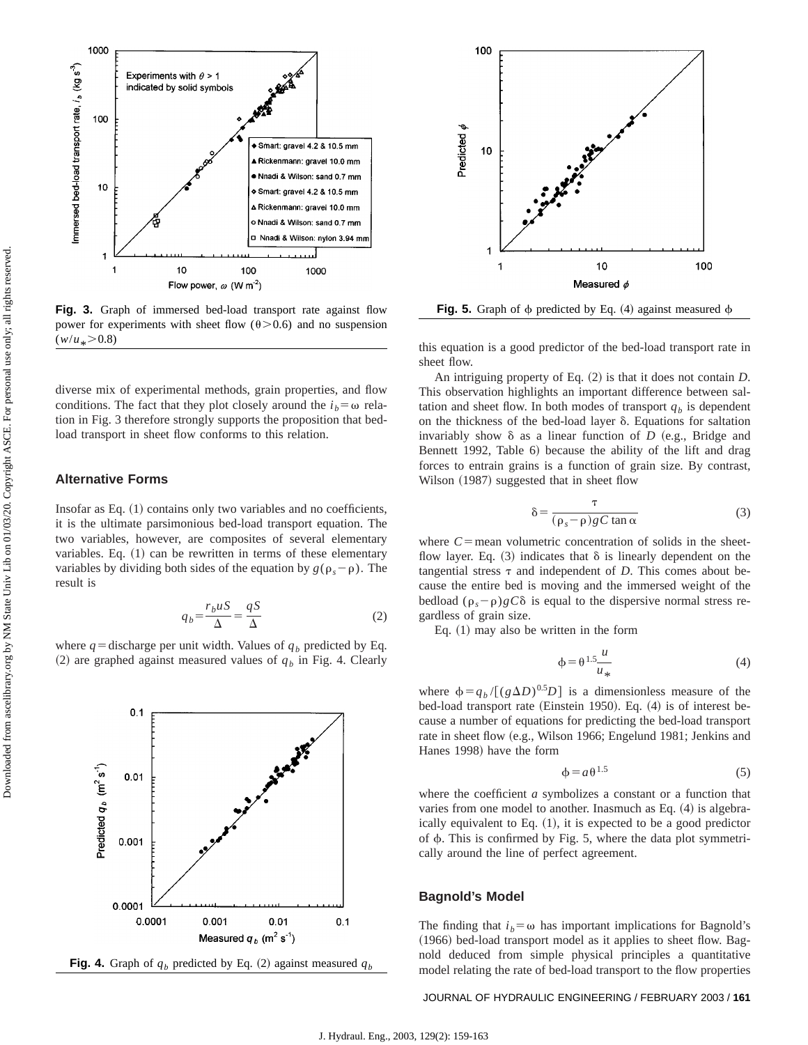Fig. 3. Graph of immersed bed-load transport rate against flow power for experiments with sheet flow ($\theta > 0.6$) and no suspension ($w/u_* > 0.8$)

diverse mix of experimental methods, grain properties, and flow conditions. The fact that they plot closely around the $i_b = \omega$ relation in Fig. 3 therefore strongly supports the proposition that bed-load transport in sheet flow conforms to this relation.

## Alternative Forms

Insofar as Eq. (1) contains only two variables and no coefficients, it is the ultimate parsimonious bed-load transport equation. The two variables, however, are composites of several elementary variables. Eq. (1) can be rewritten in terms of these elementary variables by dividing both sides of the equation by $g(\rho_s - \rho)$. The result is

$$q_b = \frac{r_b u S}{\Delta} = \frac{qS}{\Delta} \tag{2}$$

where $q$ = discharge per unit width. Values of $q_b$ predicted by Eq. (2) are graphed against measured values of $q_b$ in Fig. 4. Clearly

Fig. 4. Graph of $q_b$ predicted by Eq. (2) against measured $q_b$

Fig. 5. Graph of $\phi$ predicted by Eq. (4) against measured $\phi$

this equation is a good predictor of the bed-load transport rate in sheet flow.

An intriguing property of Eq. (2) is that it does not contain $D$. This observation highlights an important difference between saltation and sheet flow. In both modes of transport $q_b$ is dependent on the thickness of the bed-load layer $\delta$. Equations for saltation invariably show $\delta$ as a linear function of $D$ (e.g., Bridge and Bennett 1992, Table 6) because the ability of the lift and drag forces to entrain grains is a function of grain size. By contrast, Wilson (1987) suggested that in sheet flow

$$\delta = \frac{\tau}{(\rho_s - \rho) g C \tan \alpha} \tag{3}$$

where $C$ = mean volumetric concentration of solids in the sheet-flow layer. Eq. (3) indicates that $\delta$ is linearly dependent on the tangential stress $\tau$ and independent of $D$. This comes about because the entire bed is moving and the immersed weight of the bedload $(\rho_s - \rho) g C \delta$ is equal to the dispersive normal stress regardless of grain size.

Eq. (1) may also be written in the form

$$\phi = \theta^{1.5} \frac{u}{u_*} \tag{4}$$

where $\phi = q_b / [(g \Delta D)^{0.5} D]$ is a dimensionless measure of the bed-load transport rate (Einstein 1950). Eq. (4) is of interest because a number of equations for predicting the bed-load transport rate in sheet flow (e.g., Wilson 1966; Engelund 1981; Jenkins and Hanes 1998) have the form

$$\phi = a \theta^{1.5} \tag{5}$$

where the coefficient $a$ symbolizes a constant or a function that varies from one model to another. Inasmuch as Eq. (4) is algebraically equivalent to Eq. (1), it is expected to be a good predictor of $\phi$. This is confirmed by Fig. 5, where the data plot symmetrically around the line of perfect agreement.

## Bagnold's Model

The finding that $i_b = \omega$ has important implications for Bagnold's (1966) bed-load transport model as it applies to sheet flow. Bagnold deduced from simple physical principles a quantitative model relating the rate of bed-load transport to the flow properties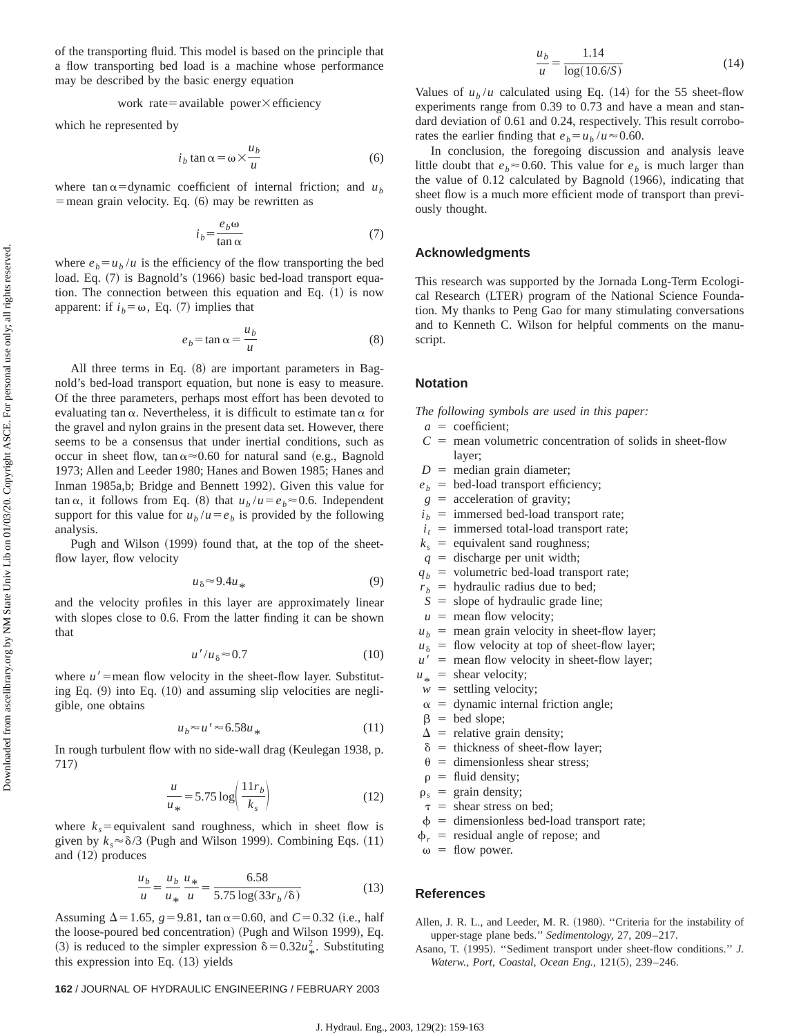of the transporting fluid. This model is based on the principle that a flow transporting bed load is a machine whose performance may be described by the basic energy equation

$$\text{work rate} = \text{available power} \times \text{efficiency}$$

which he represented by

$$i_b \tan\alpha = \omega \times \frac{u_b}{u} \tag{6}$$

where $\tan\alpha$=dynamic coefficient of internal friction; and $u_b$ =mean grain velocity. Eq. (6) may be rewritten as

$$i_b = \frac{e_b \omega}{\tan\alpha} \tag{7}$$

where $e_b = u_b/u$ is the efficiency of the flow transporting the bed load. Eq. (7) is Bagnold's (1966) basic bed-load transport equation. The connection between this equation and Eq. (1) is now apparent: if $i_b = \omega$, Eq. (7) implies that

$$e_b = \tan\alpha = \frac{u_b}{u} \tag{8}$$

All three terms in Eq. (8) are important parameters in Bagnold's bed-load transport equation, but none is easy to measure. Of the three parameters, perhaps most effort has been devoted to evaluating $\tan\alpha$. Nevertheless, it is difficult to estimate $\tan\alpha$ for the gravel and nylon grains in the present data set. However, there seems to be a consensus that under inertial conditions, such as occur in sheet flow, $\tan\alpha \approx 0.60$ for natural sand (e.g., Bagnold 1973; Allen and Leeder 1980; Hanes and Bowen 1985; Hanes and Inman 1985a,b; Bridge and Bennett 1992). Given this value for $\tan\alpha$, it follows from Eq. (8) that $u_b/u = e_b \approx 0.6$. Independent support for this value for $u_b/u = e_b$ is provided by the following analysis.

Pugh and Wilson (1999) found that, at the top of the sheet-flow layer, flow velocity

$$u_\delta \approx 9.4 u_* \tag{9}$$

and the velocity profiles in this layer are approximately linear with slopes close to 0.6. From the latter finding it can be shown that

$$u'/u_\delta \approx 0.7 \tag{10}$$

where $u'$=mean flow velocity in the sheet-flow layer. Substituting Eq. (9) into Eq. (10) and assuming slip velocities are negligible, one obtains

$$u_b \approx u' \approx 6.58 u_* \tag{11}$$

In rough turbulent flow with no side-wall drag (Keulegan 1938, p. 717)

$$\frac{u}{u_*} = 5.75 \log\left(\frac{11 r_b}{k_s}\right) \tag{12}$$

where $k_s$=equivalent sand roughness, which in sheet flow is given by $k_s \approx \delta/3$ (Pugh and Wilson 1999). Combining Eqs. (11) and (12) produces

$$\frac{u_b}{u} = \frac{u_b}{u_*}\frac{u_*}{u} = \frac{6.58}{5.75 \log(33 r_b/\delta)} \tag{13}$$

Assuming $\Delta = 1.65$, $g = 9.81$, $\tan\alpha = 0.60$, and $C = 0.32$ (i.e., half the loose-poured bed concentration) (Pugh and Wilson 1999), Eq. (3) is reduced to the simpler expression $\delta = 0.32 u_*^2$. Substituting this expression into Eq. (13) yields

$$\frac{u_b}{u} = \frac{1.14}{\log(10.6/S)} \tag{14}$$

Values of $u_b/u$ calculated using Eq. (14) for the 55 sheet-flow experiments range from 0.39 to 0.73 and have a mean and standard deviation of 0.61 and 0.24, respectively. This result corroborates the earlier finding that $e_b = u_b/u \approx 0.60$.

In conclusion, the foregoing discussion and analysis leave little doubt that $e_b \approx 0.60$. This value for $e_b$ is much larger than the value of 0.12 calculated by Bagnold (1966), indicating that sheet flow is a much more efficient mode of transport than previously thought.

## Acknowledgments

This research was supported by the Jornada Long-Term Ecological Research (LTER) program of the National Science Foundation. My thanks to Peng Gao for many stimulating conversations and to Kenneth C. Wilson for helpful comments on the manuscript.

## Notation

*The following symbols are used in this paper:*

- $a$ = coefficient;
- $C$ = mean volumetric concentration of solids in sheet-flow layer;
- $D$ = median grain diameter;
- $e_b$ = bed-load transport efficiency;
- $g$ = acceleration of gravity;
- $i_b$ = immersed bed-load transport rate;
- $i_t$ = immersed total-load transport rate;
- $k_s$ = equivalent sand roughness;
- $q$ = discharge per unit width;
- $q_b$ = volumetric bed-load transport rate;
- $r_b$ = hydraulic radius due to bed;
- $S$ = slope of hydraulic grade line;
- $u$ = mean flow velocity;
- $u_b$ = mean grain velocity in sheet-flow layer;
- $u_\delta$ = flow velocity at top of sheet-flow layer;
- $u'$ = mean flow velocity in sheet-flow layer;
- $u_*$ = shear velocity;
- $w$ = settling velocity;
- $\alpha$ = dynamic internal friction angle;
- $\beta$ = bed slope;
- $\Delta$ = relative grain density;
- $\delta$ = thickness of sheet-flow layer;
- $\theta$ = dimensionless shear stress;
- $\rho$ = fluid density;
- $\rho_s$ = grain density;
- $\tau$ = shear stress on bed;
- $\phi$ = dimensionless bed-load transport rate;
- $\phi_r$ = residual angle of repose; and
- $\omega$ = flow power.

## References

Allen, J. R. L., and Leeder, M. R. (1980). ''Criteria for the instability of upper-stage plane beds.'' *Sedimentology*, 27, 209–217.

Asano, T. (1995). ''Sediment transport under sheet-flow conditions.'' *J. Waterw., Port, Coastal, Ocean Eng.*, 121(5), 239–246.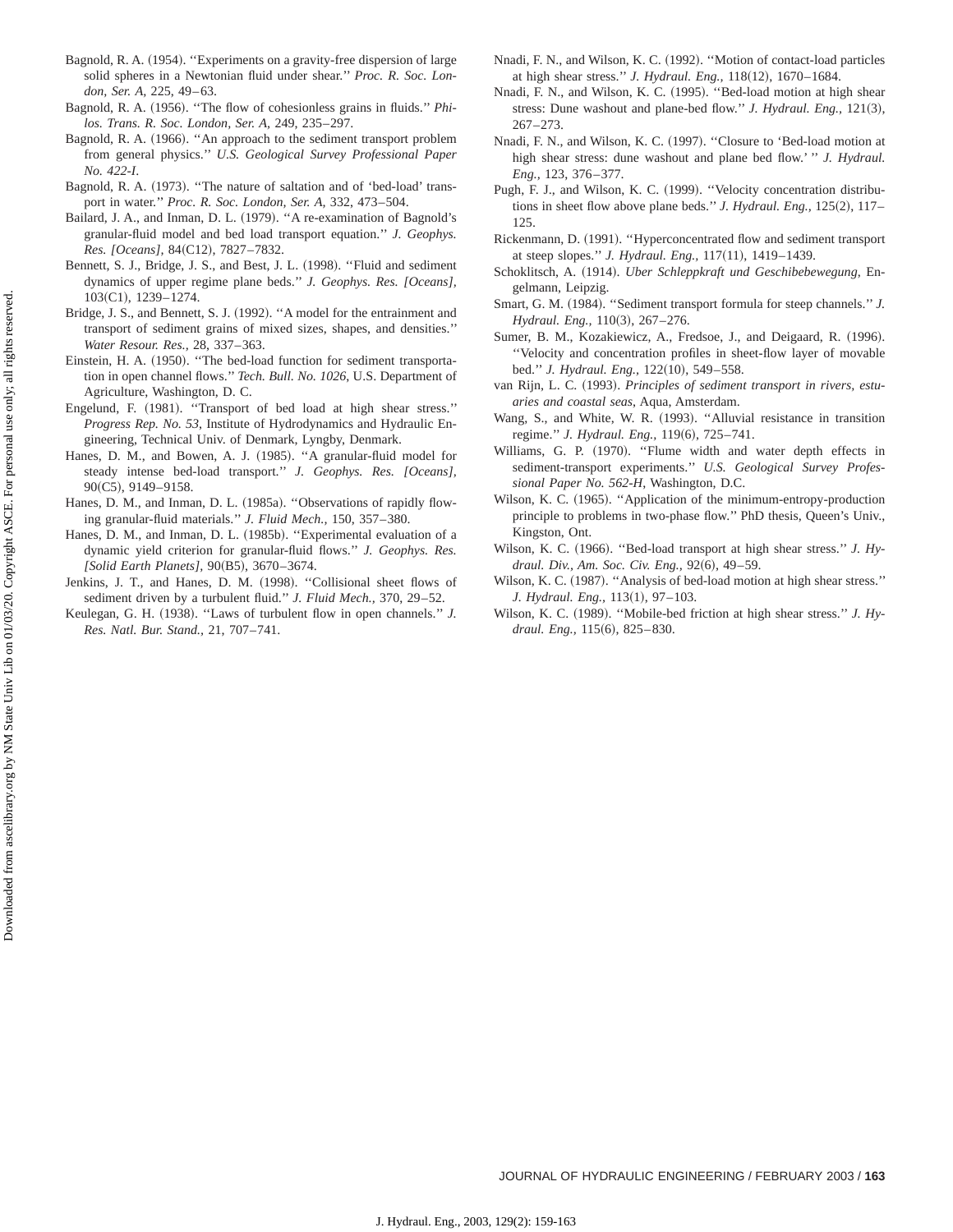Bagnold, R. A. (1954). ''Experiments on a gravity-free dispersion of large solid spheres in a Newtonian fluid under shear.'' *Proc. R. Soc. London, Ser. A*, 225, 49–63.

Bagnold, R. A. (1956). ''The flow of cohesionless grains in fluids.'' *Philos. Trans. R. Soc. London, Ser. A*, 249, 235–297.

Bagnold, R. A. (1966). ''An approach to the sediment transport problem from general physics.'' *U.S. Geological Survey Professional Paper No. 422-I*.

Bagnold, R. A. (1973). ''The nature of saltation and of 'bed-load' transport in water.'' *Proc. R. Soc. London, Ser. A*, 332, 473–504.

Bailard, J. A., and Inman, D. L. (1979). ''A re-examination of Bagnold's granular-fluid model and bed load transport equation.'' *J. Geophys. Res. [Oceans]*, 84(C12), 7827–7832.

Bennett, S. J., Bridge, J. S., and Best, J. L. (1998). ''Fluid and sediment dynamics of upper regime plane beds.'' *J. Geophys. Res. [Oceans]*, 103(C1), 1239–1274.

Bridge, J. S., and Bennett, S. J. (1992). ''A model for the entrainment and transport of sediment grains of mixed sizes, shapes, and densities.'' *Water Resour. Res.*, 28, 337–363.

Einstein, H. A. (1950). ''The bed-load function for sediment transportation in open channel flows.'' *Tech. Bull. No. 1026*, U.S. Department of Agriculture, Washington, D. C.

Engelund, F. (1981). ''Transport of bed load at high shear stress.'' *Progress Rep. No. 53*, Institute of Hydrodynamics and Hydraulic Engineering, Technical Univ. of Denmark, Lyngby, Denmark.

Hanes, D. M., and Bowen, A. J. (1985). ''A granular-fluid model for steady intense bed-load transport.'' *J. Geophys. Res. [Oceans]*, 90(C5), 9149–9158.

Hanes, D. M., and Inman, D. L. (1985a). ''Observations of rapidly flowing granular-fluid materials.'' *J. Fluid Mech.*, 150, 357–380.

Hanes, D. M., and Inman, D. L. (1985b). ''Experimental evaluation of a dynamic yield criterion for granular-fluid flows.'' *J. Geophys. Res. [Solid Earth Planets]*, 90(B5), 3670–3674.

Jenkins, J. T., and Hanes, D. M. (1998). ''Collisional sheet flows of sediment driven by a turbulent fluid.'' *J. Fluid Mech.*, 370, 29–52.

Keulegan, G. H. (1938). ''Laws of turbulent flow in open channels.'' *J. Res. Natl. Bur. Stand.*, 21, 707–741.

Nnadi, F. N., and Wilson, K. C. (1992). ''Motion of contact-load particles at high shear stress.'' *J. Hydraul. Eng.*, 118(12), 1670–1684.

Nnadi, F. N., and Wilson, K. C. (1995). ''Bed-load motion at high shear stress: Dune washout and plane-bed flow.'' *J. Hydraul. Eng.*, 121(3), 267–273.

Nnadi, F. N., and Wilson, K. C. (1997). ''Closure to 'Bed-load motion at high shear stress: dune washout and plane bed flow.' '' *J. Hydraul. Eng.*, 123, 376–377.

Pugh, F. J., and Wilson, K. C. (1999). ''Velocity concentration distributions in sheet flow above plane beds.'' *J. Hydraul. Eng.*, 125(2), 117–125.

Rickenmann, D. (1991). ''Hyperconcentrated flow and sediment transport at steep slopes.'' *J. Hydraul. Eng.*, 117(11), 1419–1439.

Schoklitsch, A. (1914). *Uber Schleppkraft und Geschibebewegung*, Engelmann, Leipzig.

Smart, G. M. (1984). ''Sediment transport formula for steep channels.'' *J. Hydraul. Eng.*, 110(3), 267–276.

Sumer, B. M., Kozakiewicz, A., Fredsoe, J., and Deigaard, R. (1996). ''Velocity and concentration profiles in sheet-flow layer of movable bed.'' *J. Hydraul. Eng.*, 122(10), 549–558.

van Rijn, L. C. (1993). *Principles of sediment transport in rivers, estuaries and coastal seas*, Aqua, Amsterdam.

Wang, S., and White, W. R. (1993). ''Alluvial resistance in transition regime.'' *J. Hydraul. Eng.*, 119(6), 725–741.

Williams, G. P. (1970). ''Flume width and water depth effects in sediment-transport experiments.'' *U.S. Geological Survey Professional Paper No. 562-H*, Washington, D.C.

Wilson, K. C. (1965). ''Application of the minimum-entropy-production principle to problems in two-phase flow.'' PhD thesis, Queen's Univ., Kingston, Ont.

Wilson, K. C. (1966). ''Bed-load transport at high shear stress.'' *J. Hydraul. Div., Am. Soc. Civ. Eng.*, 92(6), 49–59.

Wilson, K. C. (1987). ''Analysis of bed-load motion at high shear stress.'' *J. Hydraul. Eng.*, 113(1), 97–103.

Wilson, K. C. (1989). ''Mobile-bed friction at high shear stress.'' *J. Hydraul. Eng.*, 115(6), 825–830.